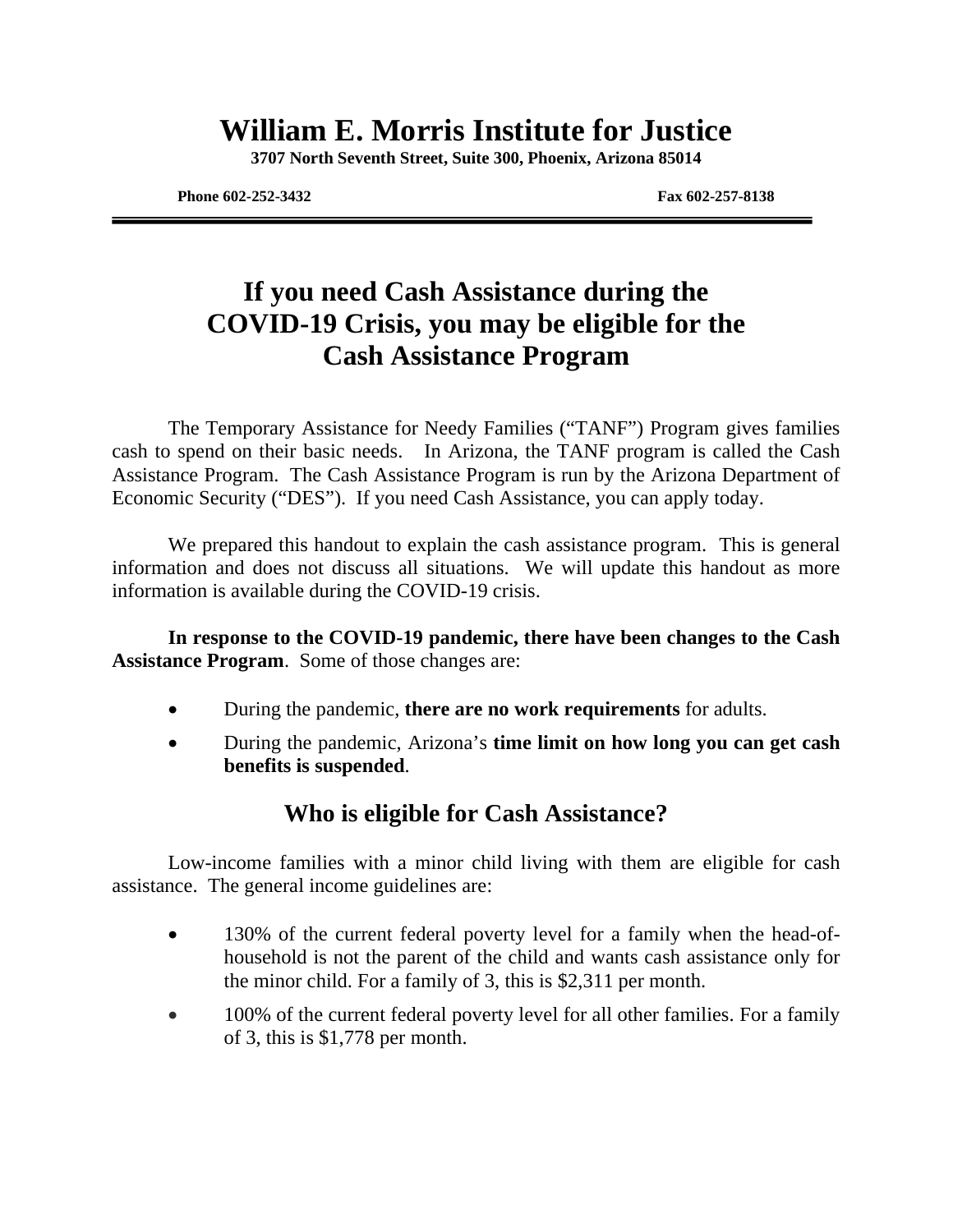# William E. Morris Institute for Justice

**3707 North Seventh Street, Suite 300, Phoenix, Arizona 85014**

**Phone 602-252-3432** **Fax 602-257-8138**

## If you need Cash Assistance during the COVID-19 Crisis, you may be eligible for the Cash Assistance Program

The Temporary Assistance for Needy Families ("TANF") Program gives families cash to spend on their basic needs. In Arizona, the TANF program is called the Cash Assistance Program. The Cash Assistance Program is run by the Arizona Department of Economic Security ("DES"). If you need Cash Assistance, you can apply today.

We prepared this handout to explain the cash assistance program. This is general information and does not discuss all situations. We will update this handout as more information is available during the COVID-19 crisis.

**In response to the COVID-19 pandemic, there have been changes to the Cash Assistance Program**. Some of those changes are:

- During the pandemic, **there are no work requirements** for adults.
- During the pandemic, Arizona's **time limit on how long you can get cash benefits is suspended**.

## Who is eligible for Cash Assistance?

Low-income families with a minor child living with them are eligible for cash assistance. The general income guidelines are:

- 130% of the current federal poverty level for a family when the head-of-household is not the parent of the child and wants cash assistance only for the minor child. For a family of 3, this is $2,311 per month.
- 100% of the current federal poverty level for all other families. For a family of 3, this is $1,778 per month.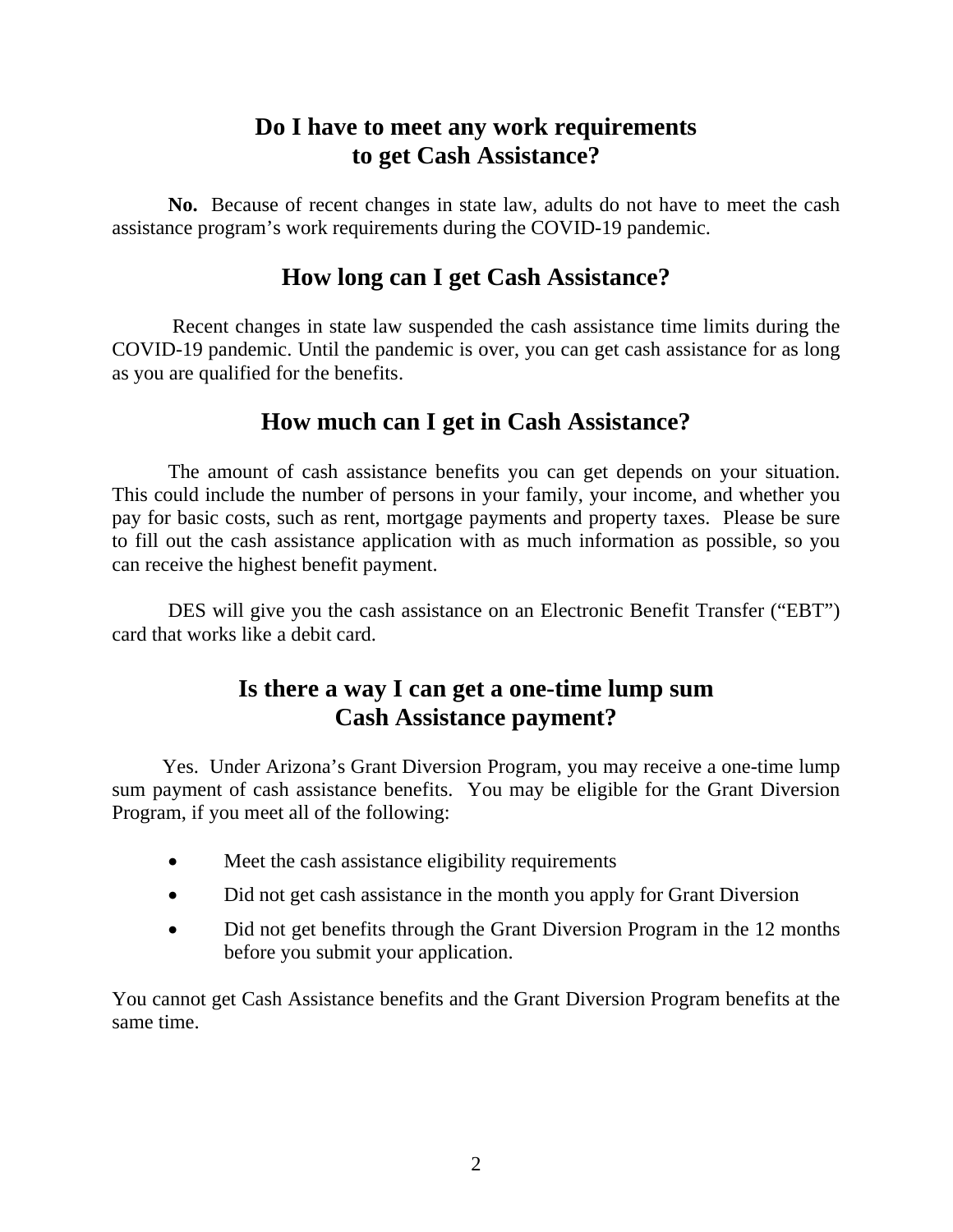## Do I have to meet any work requirements to get Cash Assistance?

**No.** Because of recent changes in state law, adults do not have to meet the cash assistance program's work requirements during the COVID-19 pandemic.

## How long can I get Cash Assistance?

Recent changes in state law suspended the cash assistance time limits during the COVID-19 pandemic. Until the pandemic is over, you can get cash assistance for as long as you are qualified for the benefits.

## How much can I get in Cash Assistance?

The amount of cash assistance benefits you can get depends on your situation. This could include the number of persons in your family, your income, and whether you pay for basic costs, such as rent, mortgage payments and property taxes. Please be sure to fill out the cash assistance application with as much information as possible, so you can receive the highest benefit payment.

DES will give you the cash assistance on an Electronic Benefit Transfer ("EBT") card that works like a debit card.

## Is there a way I can get a one-time lump sum Cash Assistance payment?

Yes. Under Arizona's Grant Diversion Program, you may receive a one-time lump sum payment of cash assistance benefits. You may be eligible for the Grant Diversion Program, if you meet all of the following:

- Meet the cash assistance eligibility requirements
- Did not get cash assistance in the month you apply for Grant Diversion
- Did not get benefits through the Grant Diversion Program in the 12 months before you submit your application.

You cannot get Cash Assistance benefits and the Grant Diversion Program benefits at the same time.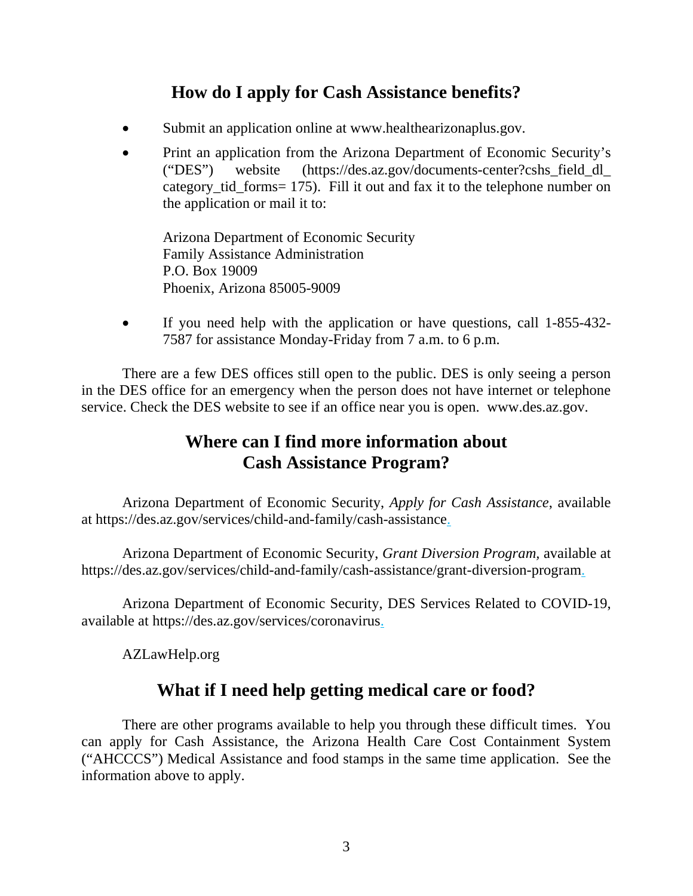## How do I apply for Cash Assistance benefits?

- Submit an application online at www.healthearizonaplus.gov.
- Print an application from the Arizona Department of Economic Security's ("DES") website (https://des.az.gov/documents-center?cshs_field_dl_category_tid_forms= 175). Fill it out and fax it to the telephone number on the application or mail it to:

  Arizona Department of Economic Security
  Family Assistance Administration
  P.O. Box 19009
  Phoenix, Arizona 85005-9009

- If you need help with the application or have questions, call 1-855-432-7587 for assistance Monday-Friday from 7 a.m. to 6 p.m.

There are a few DES offices still open to the public. DES is only seeing a person in the DES office for an emergency when the person does not have internet or telephone service. Check the DES website to see if an office near you is open. www.des.az.gov.

## Where can I find more information about Cash Assistance Program?

Arizona Department of Economic Security, *Apply for Cash Assistance*, available at https://des.az.gov/services/child-and-family/cash-assistance.

Arizona Department of Economic Security, *Grant Diversion Program*, available at https://des.az.gov/services/child-and-family/cash-assistance/grant-diversion-program.

Arizona Department of Economic Security, DES Services Related to COVID-19, available at https://des.az.gov/services/coronavirus.

AZLawHelp.org

## What if I need help getting medical care or food?

There are other programs available to help you through these difficult times. You can apply for Cash Assistance, the Arizona Health Care Cost Containment System ("AHCCCS") Medical Assistance and food stamps in the same time application. See the information above to apply.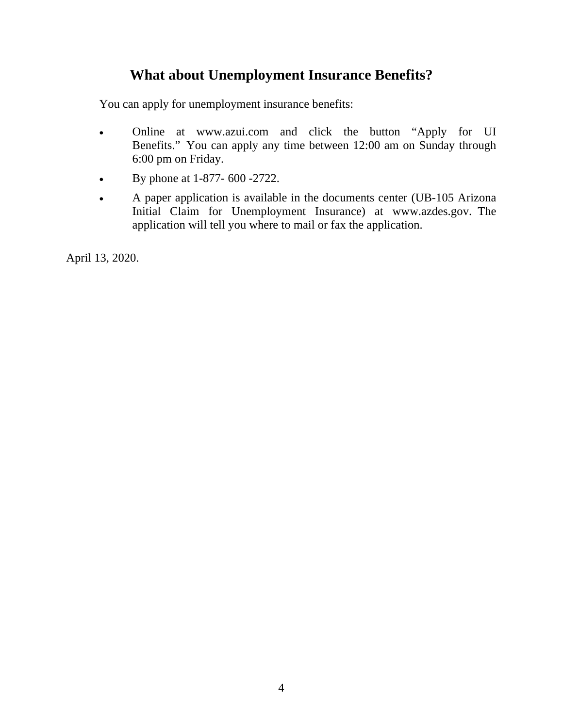## What about Unemployment Insurance Benefits?

You can apply for unemployment insurance benefits:

- Online at www.azui.com and click the button "Apply for UI Benefits." You can apply any time between 12:00 am on Sunday through 6:00 pm on Friday.
- By phone at 1-877- 600 -2722.
- A paper application is available in the documents center (UB-105 Arizona Initial Claim for Unemployment Insurance) at www.azdes.gov. The application will tell you where to mail or fax the application.

April 13, 2020.